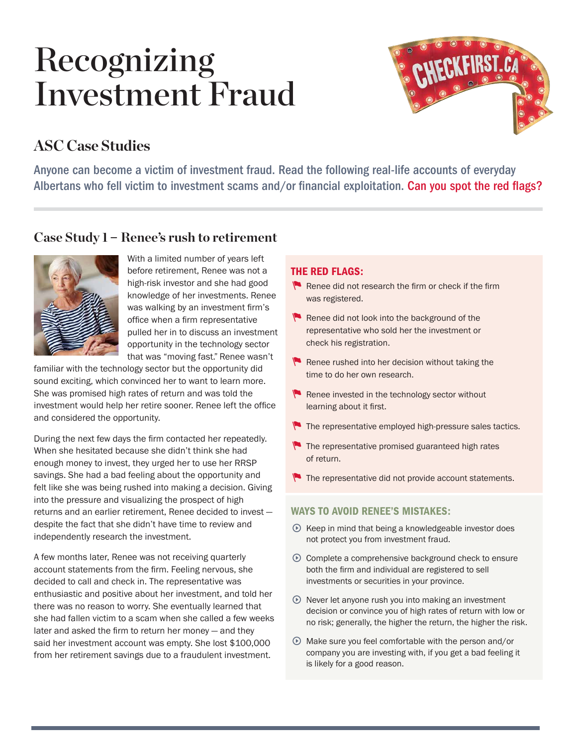# Recognizing Investment Fraud

CHECKFIRST.CA

## ASC Case Studies

Anyone can become a victim of investment fraud. Read the following real-life accounts of everyday Albertans who fell victim to investment scams and/or financial exploitation. Can you spot the red flags?

### Case Study 1 – Renee's rush to retirement

With a limited number of years left before retirement, Renee was not a high-risk investor and she had good knowledge of her investments. Renee was walking by an investment firm's office when a firm representative pulled her in to discuss an investment opportunity in the technology sector that was "moving fast." Renee wasn't familiar with the technology sector but the opportunity did sound exciting, which convinced her to want to learn more. She was promised high rates of return and was told the investment would help her retire sooner. Renee left the office and considered the opportunity.

During the next few days the firm contacted her repeatedly. When she hesitated because she didn't think she had enough money to invest, they urged her to use her RRSP savings. She had a bad feeling about the opportunity and felt like she was being rushed into making a decision. Giving into the pressure and visualizing the prospect of high returns and an earlier retirement, Renee decided to invest — despite the fact that she didn't have time to review and independently research the investment.

A few months later, Renee was not receiving quarterly account statements from the firm. Feeling nervous, she decided to call and check in. The representative was enthusiastic and positive about her investment, and told her there was no reason to worry. She eventually learned that she had fallen victim to a scam when she called a few weeks later and asked the firm to return her money — and they said her investment account was empty. She lost $100,000 from her retirement savings due to a fraudulent investment.

#### THE RED FLAGS:

- Renee did not research the firm or check if the firm was registered.
- Renee did not look into the background of the representative who sold her the investment or check his registration.
- Renee rushed into her decision without taking the time to do her own research.
- Renee invested in the technology sector without learning about it first.
- The representative employed high-pressure sales tactics.
- The representative promised guaranteed high rates of return.
- The representative did not provide account statements.

#### WAYS TO AVOID RENEE'S MISTAKES:

- Keep in mind that being a knowledgeable investor does not protect you from investment fraud.
- Complete a comprehensive background check to ensure both the firm and individual are registered to sell investments or securities in your province.
- Never let anyone rush you into making an investment decision or convince you of high rates of return with low or no risk; generally, the higher the return, the higher the risk.
- Make sure you feel comfortable with the person and/or company you are investing with, if you get a bad feeling it is likely for a good reason.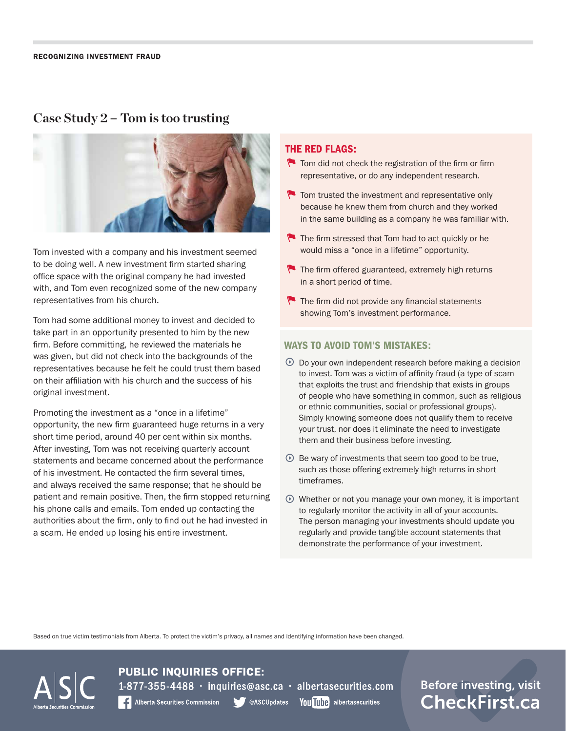## Case Study 2 – Tom is too trusting

Tom invested with a company and his investment seemed to be doing well. A new investment firm started sharing office space with the original company he had invested with, and Tom even recognized some of the new company representatives from his church.

Tom had some additional money to invest and decided to take part in an opportunity presented to him by the new firm. Before committing, he reviewed the materials he was given, but did not check into the backgrounds of the representatives because he felt he could trust them based on their affiliation with his church and the success of his original investment.

Promoting the investment as a "once in a lifetime" opportunity, the new firm guaranteed huge returns in a very short time period, around 40 per cent within six months. After investing, Tom was not receiving quarterly account statements and became concerned about the performance of his investment. He contacted the firm several times, and always received the same response; that he should be patient and remain positive. Then, the firm stopped returning his phone calls and emails. Tom ended up contacting the authorities about the firm, only to find out he had invested in a scam. He ended up losing his entire investment.

### THE RED FLAGS:

- Tom did not check the registration of the firm or firm representative, or do any independent research.
- Tom trusted the investment and representative only because he knew them from church and they worked in the same building as a company he was familiar with.
- The firm stressed that Tom had to act quickly or he would miss a "once in a lifetime" opportunity.
- The firm offered guaranteed, extremely high returns in a short period of time.
- The firm did not provide any financial statements showing Tom's investment performance.

### WAYS TO AVOID TOM'S MISTAKES:

- Do your own independent research before making a decision to invest. Tom was a victim of affinity fraud (a type of scam that exploits the trust and friendship that exists in groups of people who have something in common, such as religious or ethnic communities, social or professional groups). Simply knowing someone does not qualify them to receive your trust, nor does it eliminate the need to investigate them and their business before investing.
- Be wary of investments that seem too good to be true, such as those offering extremely high returns in short timeframes.
- Whether or not you manage your own money, it is important to regularly monitor the activity in all of your accounts. The person managing your investments should update you regularly and provide tangible account statements that demonstrate the performance of your investment.

Based on true victim testimonials from Alberta. To protect the victim's privacy, all names and identifying information have been changed.

**PUBLIC INQUIRIES OFFICE:**
1-877-355-4488 · inquiries@asc.ca · albertasecurities.com
Alberta Securities Commission · @ASCUpdates · albertasecurities

Before investing, visit CheckFirst.ca